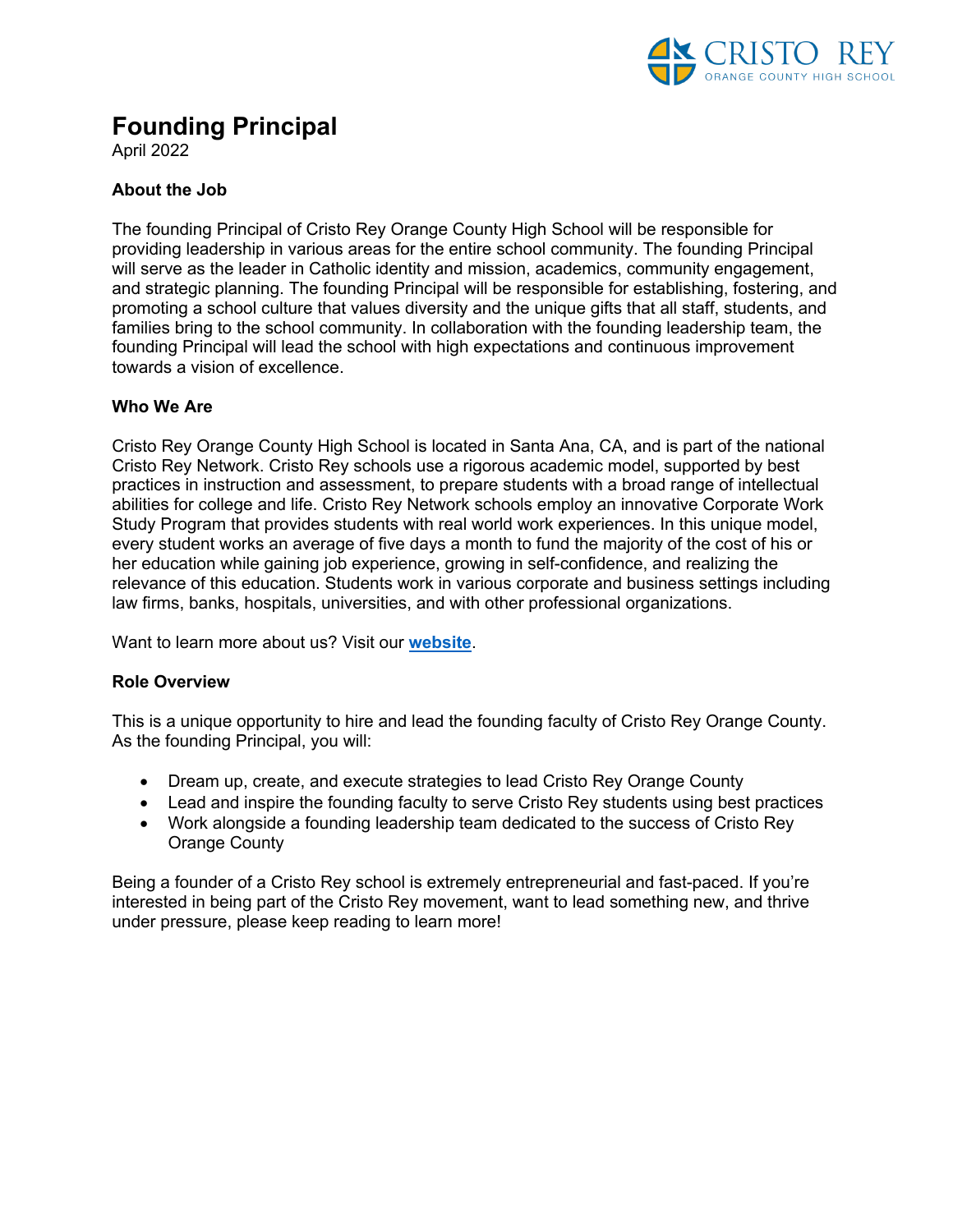CRISTO REY ORANGE COUNTY HIGH SCHOOL

# Founding Principal

April 2022

**About the Job**

The founding Principal of Cristo Rey Orange County High School will be responsible for providing leadership in various areas for the entire school community. The founding Principal will serve as the leader in Catholic identity and mission, academics, community engagement, and strategic planning. The founding Principal will be responsible for establishing, fostering, and promoting a school culture that values diversity and the unique gifts that all staff, students, and families bring to the school community. In collaboration with the founding leadership team, the founding Principal will lead the school with high expectations and continuous improvement towards a vision of excellence.

**Who We Are**

Cristo Rey Orange County High School is located in Santa Ana, CA, and is part of the national Cristo Rey Network. Cristo Rey schools use a rigorous academic model, supported by best practices in instruction and assessment, to prepare students with a broad range of intellectual abilities for college and life. Cristo Rey Network schools employ an innovative Corporate Work Study Program that provides students with real world work experiences. In this unique model, every student works an average of five days a month to fund the majority of the cost of his or her education while gaining job experience, growing in self-confidence, and realizing the relevance of this education. Students work in various corporate and business settings including law firms, banks, hospitals, universities, and with other professional organizations.

Want to learn more about us? Visit our **website**.

**Role Overview**

This is a unique opportunity to hire and lead the founding faculty of Cristo Rey Orange County. As the founding Principal, you will:

- Dream up, create, and execute strategies to lead Cristo Rey Orange County
- Lead and inspire the founding faculty to serve Cristo Rey students using best practices
- Work alongside a founding leadership team dedicated to the success of Cristo Rey Orange County

Being a founder of a Cristo Rey school is extremely entrepreneurial and fast-paced. If you're interested in being part of the Cristo Rey movement, want to lead something new, and thrive under pressure, please keep reading to learn more!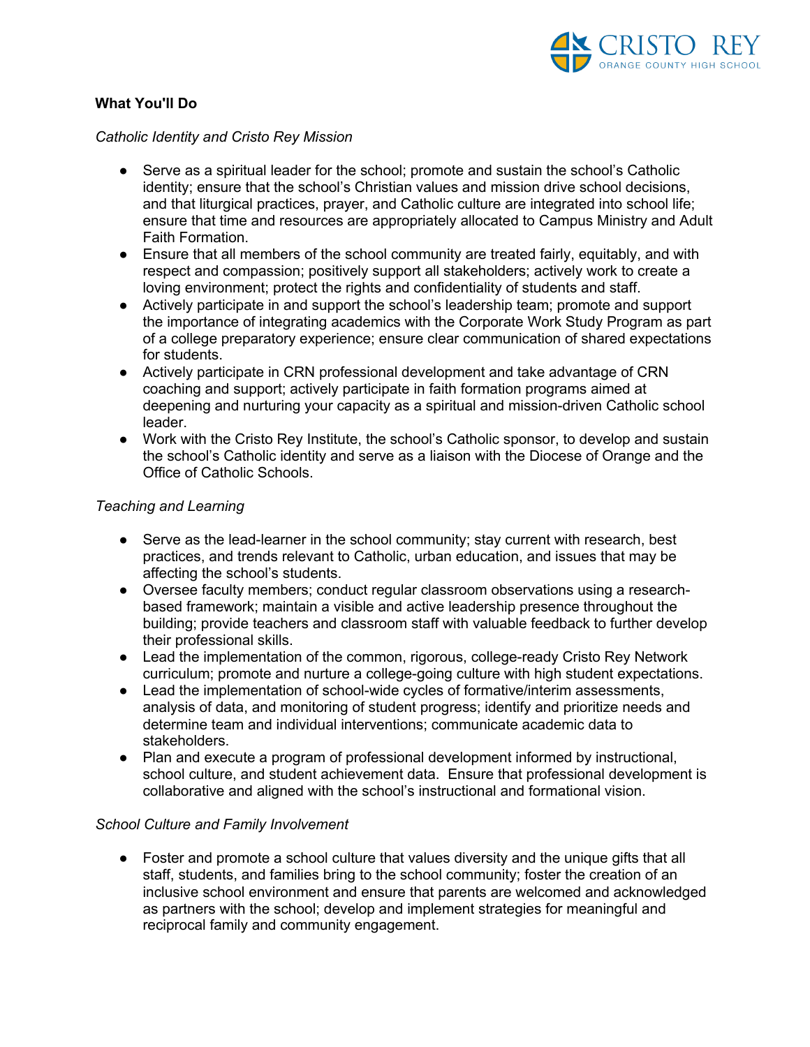### What You'll Do

*Catholic Identity and Cristo Rey Mission*

- Serve as a spiritual leader for the school; promote and sustain the school's Catholic identity; ensure that the school's Christian values and mission drive school decisions, and that liturgical practices, prayer, and Catholic culture are integrated into school life; ensure that time and resources are appropriately allocated to Campus Ministry and Adult Faith Formation.
- Ensure that all members of the school community are treated fairly, equitably, and with respect and compassion; positively support all stakeholders; actively work to create a loving environment; protect the rights and confidentiality of students and staff.
- Actively participate in and support the school's leadership team; promote and support the importance of integrating academics with the Corporate Work Study Program as part of a college preparatory experience; ensure clear communication of shared expectations for students.
- Actively participate in CRN professional development and take advantage of CRN coaching and support; actively participate in faith formation programs aimed at deepening and nurturing your capacity as a spiritual and mission-driven Catholic school leader.
- Work with the Cristo Rey Institute, the school's Catholic sponsor, to develop and sustain the school's Catholic identity and serve as a liaison with the Diocese of Orange and the Office of Catholic Schools.

*Teaching and Learning*

- Serve as the lead-learner in the school community; stay current with research, best practices, and trends relevant to Catholic, urban education, and issues that may be affecting the school's students.
- Oversee faculty members; conduct regular classroom observations using a research-based framework; maintain a visible and active leadership presence throughout the building; provide teachers and classroom staff with valuable feedback to further develop their professional skills.
- Lead the implementation of the common, rigorous, college-ready Cristo Rey Network curriculum; promote and nurture a college-going culture with high student expectations.
- Lead the implementation of school-wide cycles of formative/interim assessments, analysis of data, and monitoring of student progress; identify and prioritize needs and determine team and individual interventions; communicate academic data to stakeholders.
- Plan and execute a program of professional development informed by instructional, school culture, and student achievement data. Ensure that professional development is collaborative and aligned with the school's instructional and formational vision.

*School Culture and Family Involvement*

- Foster and promote a school culture that values diversity and the unique gifts that all staff, students, and families bring to the school community; foster the creation of an inclusive school environment and ensure that parents are welcomed and acknowledged as partners with the school; develop and implement strategies for meaningful and reciprocal family and community engagement.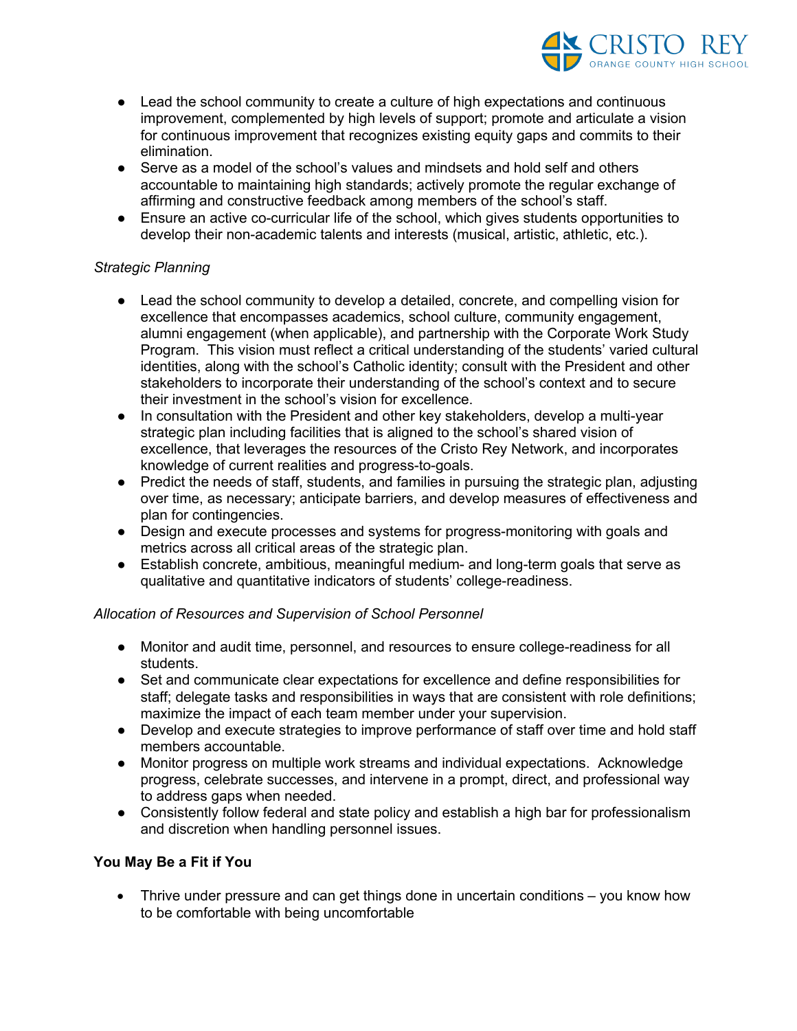- Lead the school community to create a culture of high expectations and continuous improvement, complemented by high levels of support; promote and articulate a vision for continuous improvement that recognizes existing equity gaps and commits to their elimination.
- Serve as a model of the school's values and mindsets and hold self and others accountable to maintaining high standards; actively promote the regular exchange of affirming and constructive feedback among members of the school's staff.
- Ensure an active co-curricular life of the school, which gives students opportunities to develop their non-academic talents and interests (musical, artistic, athletic, etc.).

*Strategic Planning*

- Lead the school community to develop a detailed, concrete, and compelling vision for excellence that encompasses academics, school culture, community engagement, alumni engagement (when applicable), and partnership with the Corporate Work Study Program. This vision must reflect a critical understanding of the students' varied cultural identities, along with the school's Catholic identity; consult with the President and other stakeholders to incorporate their understanding of the school's context and to secure their investment in the school's vision for excellence.
- In consultation with the President and other key stakeholders, develop a multi-year strategic plan including facilities that is aligned to the school's shared vision of excellence, that leverages the resources of the Cristo Rey Network, and incorporates knowledge of current realities and progress-to-goals.
- Predict the needs of staff, students, and families in pursuing the strategic plan, adjusting over time, as necessary; anticipate barriers, and develop measures of effectiveness and plan for contingencies.
- Design and execute processes and systems for progress-monitoring with goals and metrics across all critical areas of the strategic plan.
- Establish concrete, ambitious, meaningful medium- and long-term goals that serve as qualitative and quantitative indicators of students' college-readiness.

*Allocation of Resources and Supervision of School Personnel*

- Monitor and audit time, personnel, and resources to ensure college-readiness for all students.
- Set and communicate clear expectations for excellence and define responsibilities for staff; delegate tasks and responsibilities in ways that are consistent with role definitions; maximize the impact of each team member under your supervision.
- Develop and execute strategies to improve performance of staff over time and hold staff members accountable.
- Monitor progress on multiple work streams and individual expectations. Acknowledge progress, celebrate successes, and intervene in a prompt, direct, and professional way to address gaps when needed.
- Consistently follow federal and state policy and establish a high bar for professionalism and discretion when handling personnel issues.

**You May Be a Fit if You**

- Thrive under pressure and can get things done in uncertain conditions – you know how to be comfortable with being uncomfortable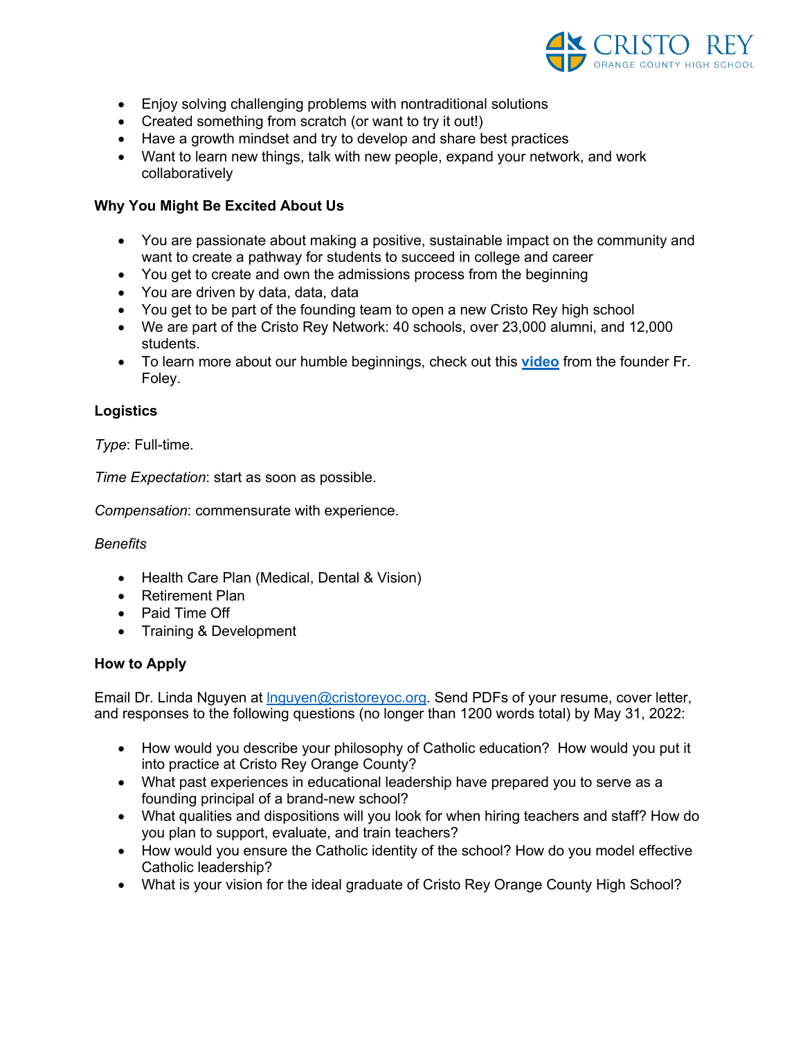- Enjoy solving challenging problems with nontraditional solutions
- Created something from scratch (or want to try it out!)
- Have a growth mindset and try to develop and share best practices
- Want to learn new things, talk with new people, expand your network, and work collaboratively

**Why You Might Be Excited About Us**

- You are passionate about making a positive, sustainable impact on the community and want to create a pathway for students to succeed in college and career
- You get to create and own the admissions process from the beginning
- You are driven by data, data, data
- You get to be part of the founding team to open a new Cristo Rey high school
- We are part of the Cristo Rey Network: 40 schools, over 23,000 alumni, and 12,000 students.
- To learn more about our humble beginnings, check out this **video** from the founder Fr. Foley.

**Logistics**

*Type*: Full-time.

*Time Expectation*: start as soon as possible.

*Compensation*: commensurate with experience.

*Benefits*

- Health Care Plan (Medical, Dental & Vision)
- Retirement Plan
- Paid Time Off
- Training & Development

**How to Apply**

Email Dr. Linda Nguyen at lnguyen@cristoreyoc.org. Send PDFs of your resume, cover letter, and responses to the following questions (no longer than 1200 words total) by May 31, 2022:

- How would you describe your philosophy of Catholic education? How would you put it into practice at Cristo Rey Orange County?
- What past experiences in educational leadership have prepared you to serve as a founding principal of a brand-new school?
- What qualities and dispositions will you look for when hiring teachers and staff? How do you plan to support, evaluate, and train teachers?
- How would you ensure the Catholic identity of the school? How do you model effective Catholic leadership?
- What is your vision for the ideal graduate of Cristo Rey Orange County High School?